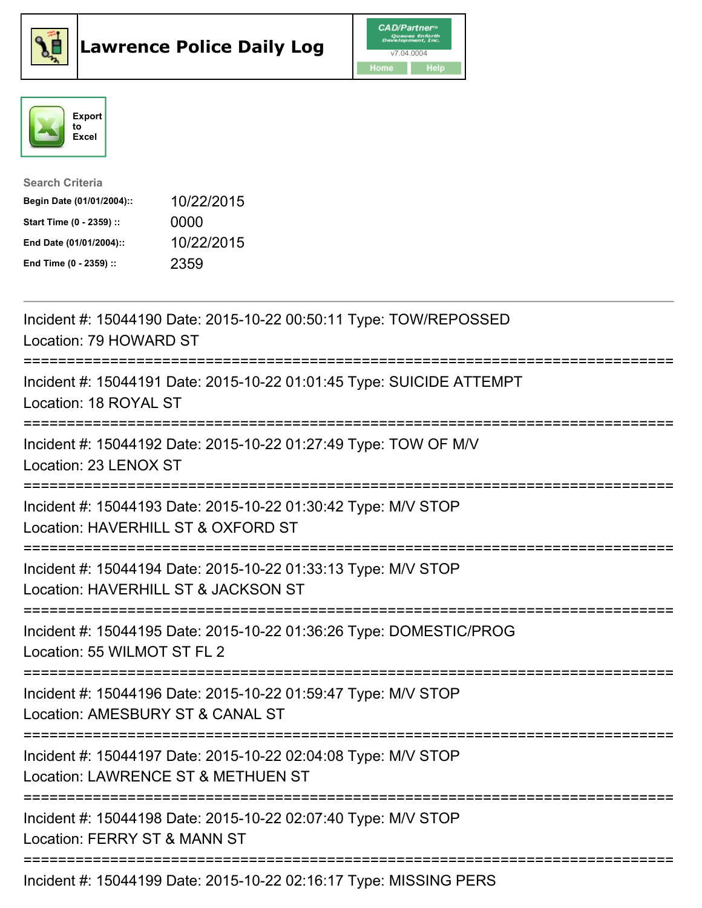# Lawrence Police Daily Log

CAD/Partner
v7.04.0004
Home Help

Export to Excel

**Search Criteria**

| | |
|---|---|
| **Begin Date (01/01/2004)::** | 10/22/2015 |
| **Start Time (0 - 2359) ::** | 0000 |
| **End Date (01/01/2004)::** | 10/22/2015 |
| **End Time (0 - 2359) ::** | 2359 |

---

Incident #: 15044190 Date: 2015-10-22 00:50:11 Type: TOW/REPOSSED
Location: 79 HOWARD ST

===========================================================================

Incident #: 15044191 Date: 2015-10-22 01:01:45 Type: SUICIDE ATTEMPT
Location: 18 ROYAL ST

===========================================================================

Incident #: 15044192 Date: 2015-10-22 01:27:49 Type: TOW OF M/V
Location: 23 LENOX ST

===========================================================================

Incident #: 15044193 Date: 2015-10-22 01:30:42 Type: M/V STOP
Location: HAVERHILL ST & OXFORD ST

===========================================================================

Incident #: 15044194 Date: 2015-10-22 01:33:13 Type: M/V STOP
Location: HAVERHILL ST & JACKSON ST

===========================================================================

Incident #: 15044195 Date: 2015-10-22 01:36:26 Type: DOMESTIC/PROG
Location: 55 WILMOT ST FL 2

===========================================================================

Incident #: 15044196 Date: 2015-10-22 01:59:47 Type: M/V STOP
Location: AMESBURY ST & CANAL ST

===========================================================================

Incident #: 15044197 Date: 2015-10-22 02:04:08 Type: M/V STOP
Location: LAWRENCE ST & METHUEN ST

===========================================================================

Incident #: 15044198 Date: 2015-10-22 02:07:40 Type: M/V STOP
Location: FERRY ST & MANN ST

===========================================================================

Incident #: 15044199 Date: 2015-10-22 02:16:17 Type: MISSING PERS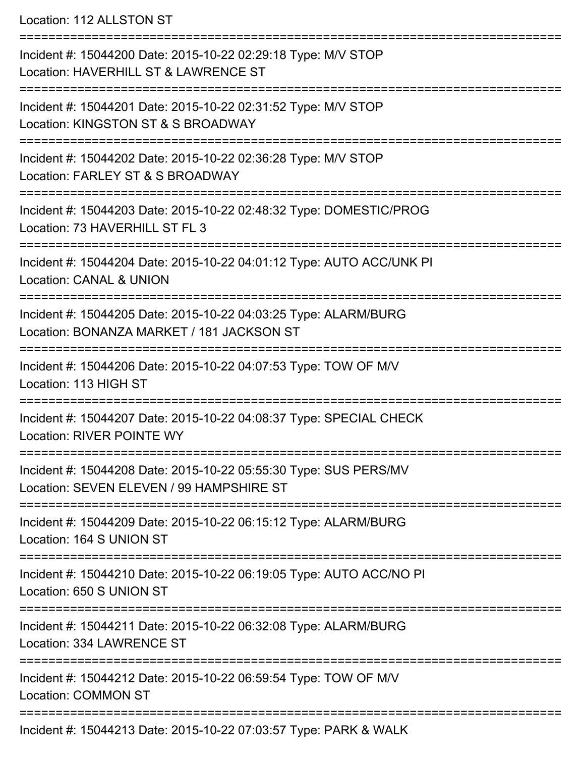Location: 112 ALLSTON ST

===========================================================================

Incident #: 15044200 Date: 2015-10-22 02:29:18 Type: M/V STOP
Location: HAVERHILL ST & LAWRENCE ST

===========================================================================

Incident #: 15044201 Date: 2015-10-22 02:31:52 Type: M/V STOP
Location: KINGSTON ST & S BROADWAY

===========================================================================

Incident #: 15044202 Date: 2015-10-22 02:36:28 Type: M/V STOP
Location: FARLEY ST & S BROADWAY

===========================================================================

Incident #: 15044203 Date: 2015-10-22 02:48:32 Type: DOMESTIC/PROG
Location: 73 HAVERHILL ST FL 3

===========================================================================

Incident #: 15044204 Date: 2015-10-22 04:01:12 Type: AUTO ACC/UNK PI
Location: CANAL & UNION

===========================================================================

Incident #: 15044205 Date: 2015-10-22 04:03:25 Type: ALARM/BURG
Location: BONANZA MARKET / 181 JACKSON ST

===========================================================================

Incident #: 15044206 Date: 2015-10-22 04:07:53 Type: TOW OF M/V
Location: 113 HIGH ST

===========================================================================

Incident #: 15044207 Date: 2015-10-22 04:08:37 Type: SPECIAL CHECK
Location: RIVER POINTE WY

===========================================================================

Incident #: 15044208 Date: 2015-10-22 05:55:30 Type: SUS PERS/MV
Location: SEVEN ELEVEN / 99 HAMPSHIRE ST

===========================================================================

Incident #: 15044209 Date: 2015-10-22 06:15:12 Type: ALARM/BURG
Location: 164 S UNION ST

===========================================================================

Incident #: 15044210 Date: 2015-10-22 06:19:05 Type: AUTO ACC/NO PI
Location: 650 S UNION ST

===========================================================================

Incident #: 15044211 Date: 2015-10-22 06:32:08 Type: ALARM/BURG
Location: 334 LAWRENCE ST

===========================================================================

Incident #: 15044212 Date: 2015-10-22 06:59:54 Type: TOW OF M/V
Location: COMMON ST

===========================================================================

Incident #: 15044213 Date: 2015-10-22 07:03:57 Type: PARK & WALK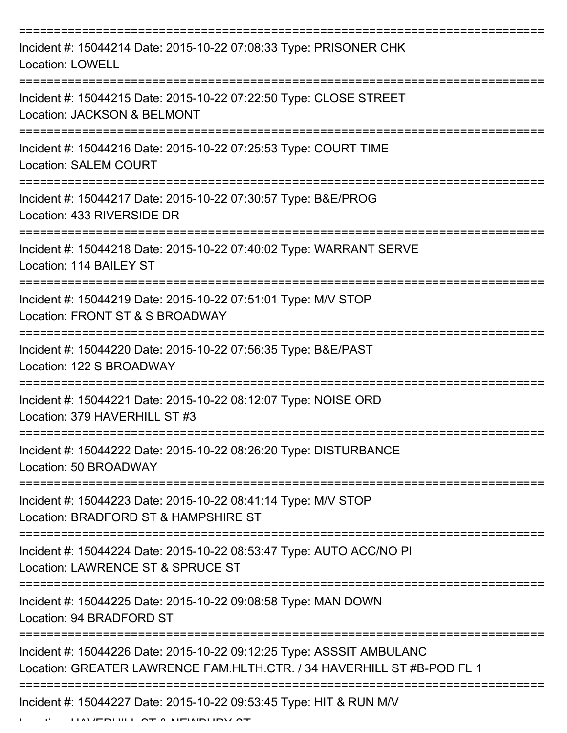===========================================================================

Incident #: 15044214 Date: 2015-10-22 07:08:33 Type: PRISONER CHK
Location: LOWELL

===========================================================================

Incident #: 15044215 Date: 2015-10-22 07:22:50 Type: CLOSE STREET
Location: JACKSON & BELMONT

===========================================================================

Incident #: 15044216 Date: 2015-10-22 07:25:53 Type: COURT TIME
Location: SALEM COURT

===========================================================================

Incident #: 15044217 Date: 2015-10-22 07:30:57 Type: B&E/PROG
Location: 433 RIVERSIDE DR

===========================================================================

Incident #: 15044218 Date: 2015-10-22 07:40:02 Type: WARRANT SERVE
Location: 114 BAILEY ST

===========================================================================

Incident #: 15044219 Date: 2015-10-22 07:51:01 Type: M/V STOP
Location: FRONT ST & S BROADWAY

===========================================================================

Incident #: 15044220 Date: 2015-10-22 07:56:35 Type: B&E/PAST
Location: 122 S BROADWAY

===========================================================================

Incident #: 15044221 Date: 2015-10-22 08:12:07 Type: NOISE ORD
Location: 379 HAVERHILL ST #3

===========================================================================

Incident #: 15044222 Date: 2015-10-22 08:26:20 Type: DISTURBANCE
Location: 50 BROADWAY

===========================================================================

Incident #: 15044223 Date: 2015-10-22 08:41:14 Type: M/V STOP
Location: BRADFORD ST & HAMPSHIRE ST

===========================================================================

Incident #: 15044224 Date: 2015-10-22 08:53:47 Type: AUTO ACC/NO PI
Location: LAWRENCE ST & SPRUCE ST

===========================================================================

Incident #: 15044225 Date: 2015-10-22 09:08:58 Type: MAN DOWN
Location: 94 BRADFORD ST

===========================================================================

Incident #: 15044226 Date: 2015-10-22 09:12:25 Type: ASSSIT AMBULANC
Location: GREATER LAWRENCE FAM.HLTH.CTR. / 34 HAVERHILL ST #B-POD FL 1

===========================================================================

Incident #: 15044227 Date: 2015-10-22 09:53:45 Type: HIT & RUN M/V
Location: HAVERHILL ST & NEWBURY ST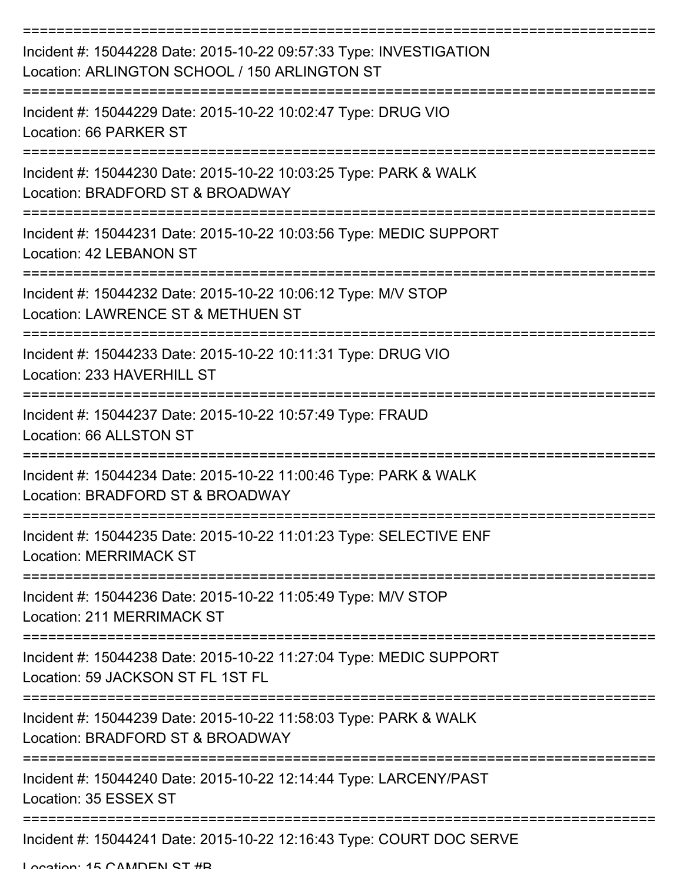===========================================================================

Incident #: 15044228 Date: 2015-10-22 09:57:33 Type: INVESTIGATION
Location: ARLINGTON SCHOOL / 150 ARLINGTON ST

===========================================================================

Incident #: 15044229 Date: 2015-10-22 10:02:47 Type: DRUG VIO
Location: 66 PARKER ST

===========================================================================

Incident #: 15044230 Date: 2015-10-22 10:03:25 Type: PARK & WALK
Location: BRADFORD ST & BROADWAY

===========================================================================

Incident #: 15044231 Date: 2015-10-22 10:03:56 Type: MEDIC SUPPORT
Location: 42 LEBANON ST

===========================================================================

Incident #: 15044232 Date: 2015-10-22 10:06:12 Type: M/V STOP
Location: LAWRENCE ST & METHUEN ST

===========================================================================

Incident #: 15044233 Date: 2015-10-22 10:11:31 Type: DRUG VIO
Location: 233 HAVERHILL ST

===========================================================================

Incident #: 15044237 Date: 2015-10-22 10:57:49 Type: FRAUD
Location: 66 ALLSTON ST

===========================================================================

Incident #: 15044234 Date: 2015-10-22 11:00:46 Type: PARK & WALK
Location: BRADFORD ST & BROADWAY

===========================================================================

Incident #: 15044235 Date: 2015-10-22 11:01:23 Type: SELECTIVE ENF
Location: MERRIMACK ST

===========================================================================

Incident #: 15044236 Date: 2015-10-22 11:05:49 Type: M/V STOP
Location: 211 MERRIMACK ST

===========================================================================

Incident #: 15044238 Date: 2015-10-22 11:27:04 Type: MEDIC SUPPORT
Location: 59 JACKSON ST FL 1ST FL

===========================================================================

Incident #: 15044239 Date: 2015-10-22 11:58:03 Type: PARK & WALK
Location: BRADFORD ST & BROADWAY

===========================================================================

Incident #: 15044240 Date: 2015-10-22 12:14:44 Type: LARCENY/PAST
Location: 35 ESSEX ST

===========================================================================

Incident #: 15044241 Date: 2015-10-22 12:16:43 Type: COURT DOC SERVE
Location: 15 CAMDEN ST #B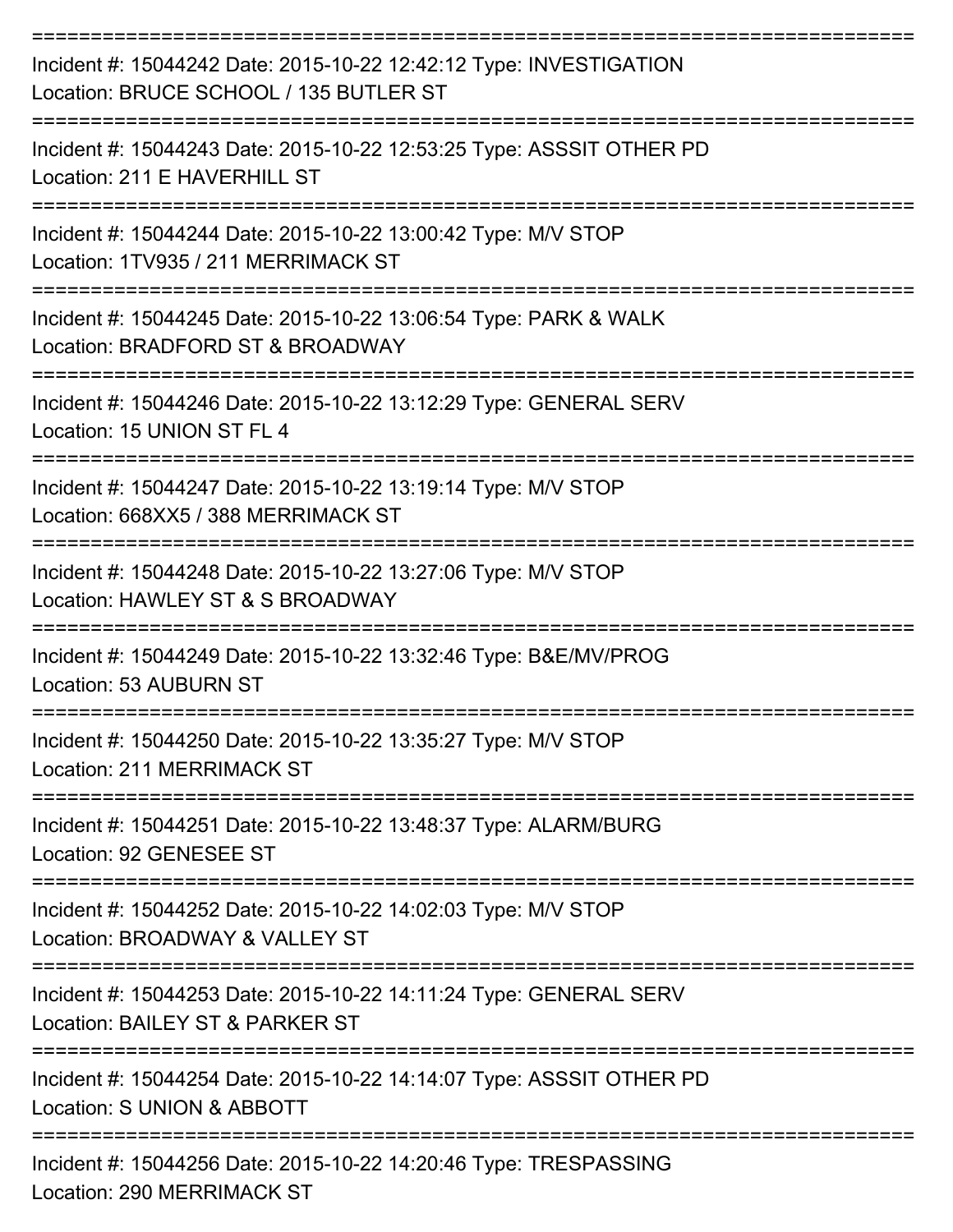===========================================================================

Incident #: 15044242 Date: 2015-10-22 12:42:12 Type: INVESTIGATION
Location: BRUCE SCHOOL / 135 BUTLER ST

===========================================================================

Incident #: 15044243 Date: 2015-10-22 12:53:25 Type: ASSSIT OTHER PD
Location: 211 E HAVERHILL ST

===========================================================================

Incident #: 15044244 Date: 2015-10-22 13:00:42 Type: M/V STOP
Location: 1TV935 / 211 MERRIMACK ST

===========================================================================

Incident #: 15044245 Date: 2015-10-22 13:06:54 Type: PARK & WALK
Location: BRADFORD ST & BROADWAY

===========================================================================

Incident #: 15044246 Date: 2015-10-22 13:12:29 Type: GENERAL SERV
Location: 15 UNION ST FL 4

===========================================================================

Incident #: 15044247 Date: 2015-10-22 13:19:14 Type: M/V STOP
Location: 668XX5 / 388 MERRIMACK ST

===========================================================================

Incident #: 15044248 Date: 2015-10-22 13:27:06 Type: M/V STOP
Location: HAWLEY ST & S BROADWAY

===========================================================================

Incident #: 15044249 Date: 2015-10-22 13:32:46 Type: B&E/MV/PROG
Location: 53 AUBURN ST

===========================================================================

Incident #: 15044250 Date: 2015-10-22 13:35:27 Type: M/V STOP
Location: 211 MERRIMACK ST

===========================================================================

Incident #: 15044251 Date: 2015-10-22 13:48:37 Type: ALARM/BURG
Location: 92 GENESEE ST

===========================================================================

Incident #: 15044252 Date: 2015-10-22 14:02:03 Type: M/V STOP
Location: BROADWAY & VALLEY ST

===========================================================================

Incident #: 15044253 Date: 2015-10-22 14:11:24 Type: GENERAL SERV
Location: BAILEY ST & PARKER ST

===========================================================================

Incident #: 15044254 Date: 2015-10-22 14:14:07 Type: ASSSIT OTHER PD
Location: S UNION & ABBOTT

===========================================================================

Incident #: 15044256 Date: 2015-10-22 14:20:46 Type: TRESPASSING
Location: 290 MERRIMACK ST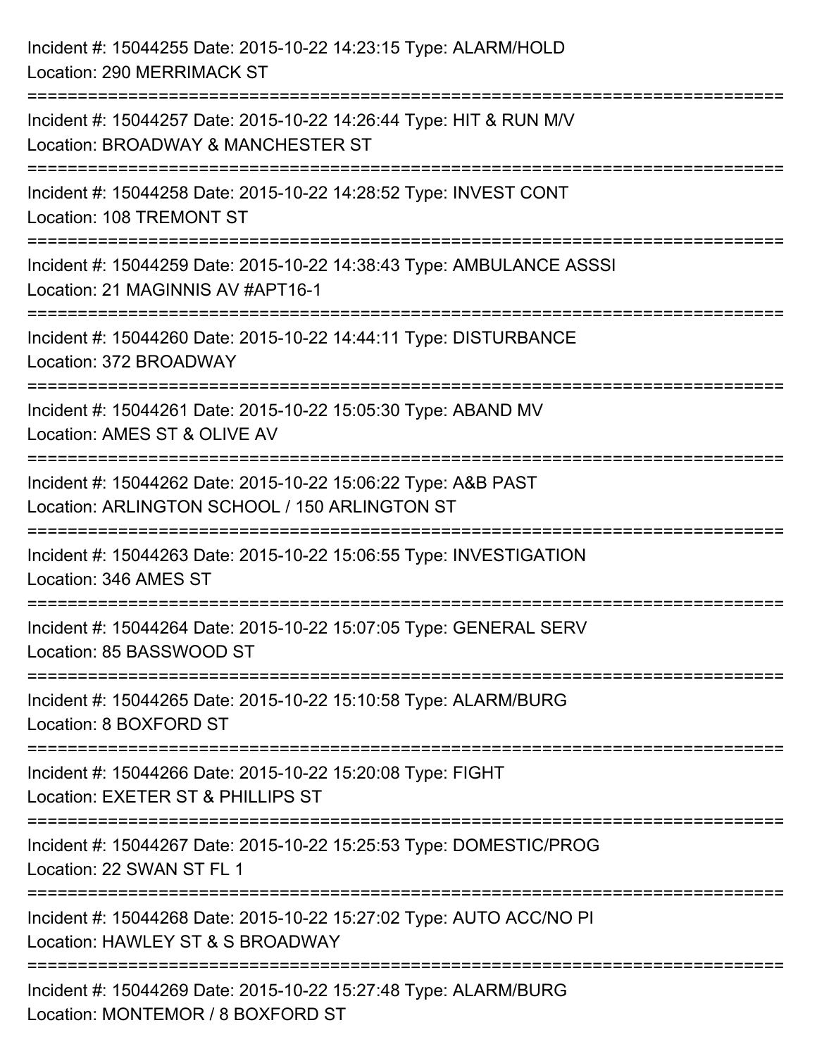Incident #: 15044255 Date: 2015-10-22 14:23:15 Type: ALARM/HOLD
Location: 290 MERRIMACK ST

===========================================================================

Incident #: 15044257 Date: 2015-10-22 14:26:44 Type: HIT & RUN M/V
Location: BROADWAY & MANCHESTER ST

===========================================================================

Incident #: 15044258 Date: 2015-10-22 14:28:52 Type: INVEST CONT
Location: 108 TREMONT ST

===========================================================================

Incident #: 15044259 Date: 2015-10-22 14:38:43 Type: AMBULANCE ASSSI
Location: 21 MAGINNIS AV #APT16-1

===========================================================================

Incident #: 15044260 Date: 2015-10-22 14:44:11 Type: DISTURBANCE
Location: 372 BROADWAY

===========================================================================

Incident #: 15044261 Date: 2015-10-22 15:05:30 Type: ABAND MV
Location: AMES ST & OLIVE AV

===========================================================================

Incident #: 15044262 Date: 2015-10-22 15:06:22 Type: A&B PAST
Location: ARLINGTON SCHOOL / 150 ARLINGTON ST

===========================================================================

Incident #: 15044263 Date: 2015-10-22 15:06:55 Type: INVESTIGATION
Location: 346 AMES ST

===========================================================================

Incident #: 15044264 Date: 2015-10-22 15:07:05 Type: GENERAL SERV
Location: 85 BASSWOOD ST

===========================================================================

Incident #: 15044265 Date: 2015-10-22 15:10:58 Type: ALARM/BURG
Location: 8 BOXFORD ST

===========================================================================

Incident #: 15044266 Date: 2015-10-22 15:20:08 Type: FIGHT
Location: EXETER ST & PHILLIPS ST

===========================================================================

Incident #: 15044267 Date: 2015-10-22 15:25:53 Type: DOMESTIC/PROG
Location: 22 SWAN ST FL 1

===========================================================================

Incident #: 15044268 Date: 2015-10-22 15:27:02 Type: AUTO ACC/NO PI
Location: HAWLEY ST & S BROADWAY

===========================================================================

Incident #: 15044269 Date: 2015-10-22 15:27:48 Type: ALARM/BURG
Location: MONTEMOR / 8 BOXFORD ST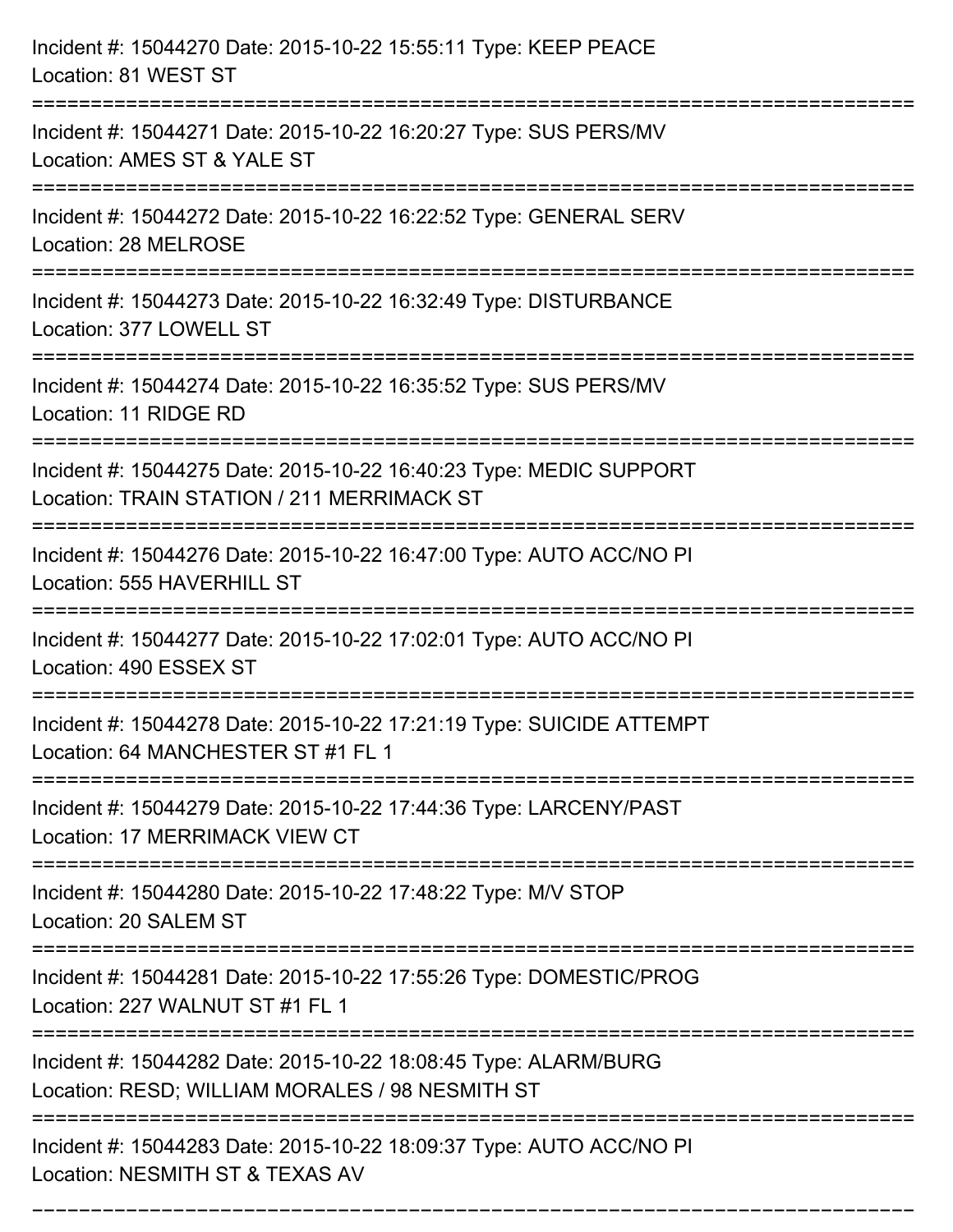Incident #: 15044270 Date: 2015-10-22 15:55:11 Type: KEEP PEACE
Location: 81 WEST ST

===========================================================================

Incident #: 15044271 Date: 2015-10-22 16:20:27 Type: SUS PERS/MV
Location: AMES ST & YALE ST

===========================================================================

Incident #: 15044272 Date: 2015-10-22 16:22:52 Type: GENERAL SERV
Location: 28 MELROSE

===========================================================================

Incident #: 15044273 Date: 2015-10-22 16:32:49 Type: DISTURBANCE
Location: 377 LOWELL ST

===========================================================================

Incident #: 15044274 Date: 2015-10-22 16:35:52 Type: SUS PERS/MV
Location: 11 RIDGE RD

===========================================================================

Incident #: 15044275 Date: 2015-10-22 16:40:23 Type: MEDIC SUPPORT
Location: TRAIN STATION / 211 MERRIMACK ST

===========================================================================

Incident #: 15044276 Date: 2015-10-22 16:47:00 Type: AUTO ACC/NO PI
Location: 555 HAVERHILL ST

===========================================================================

Incident #: 15044277 Date: 2015-10-22 17:02:01 Type: AUTO ACC/NO PI
Location: 490 ESSEX ST

===========================================================================

Incident #: 15044278 Date: 2015-10-22 17:21:19 Type: SUICIDE ATTEMPT
Location: 64 MANCHESTER ST #1 FL 1

===========================================================================

Incident #: 15044279 Date: 2015-10-22 17:44:36 Type: LARCENY/PAST
Location: 17 MERRIMACK VIEW CT

===========================================================================

Incident #: 15044280 Date: 2015-10-22 17:48:22 Type: M/V STOP
Location: 20 SALEM ST

===========================================================================

Incident #: 15044281 Date: 2015-10-22 17:55:26 Type: DOMESTIC/PROG
Location: 227 WALNUT ST #1 FL 1

===========================================================================

Incident #: 15044282 Date: 2015-10-22 18:08:45 Type: ALARM/BURG
Location: RESD; WILLIAM MORALES / 98 NESMITH ST

===========================================================================

Incident #: 15044283 Date: 2015-10-22 18:09:37 Type: AUTO ACC/NO PI
Location: NESMITH ST & TEXAS AV

===========================================================================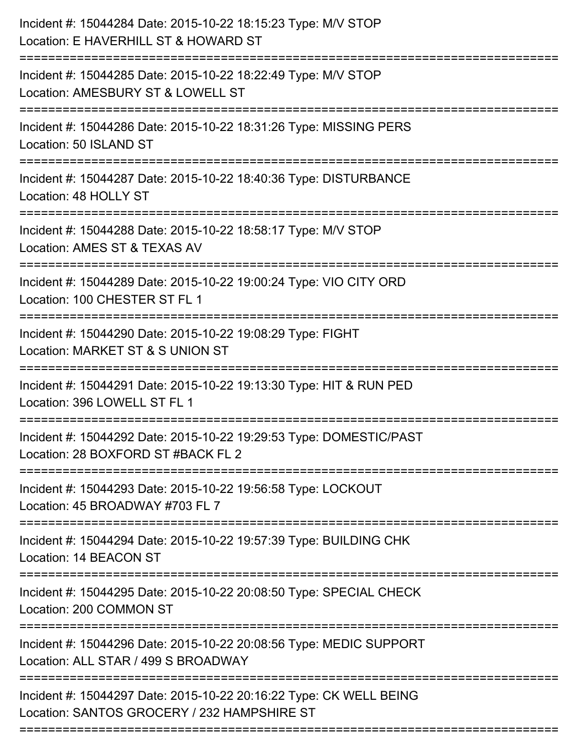Incident #: 15044284 Date: 2015-10-22 18:15:23 Type: M/V STOP
Location: E HAVERHILL ST & HOWARD ST

===========================================================================

Incident #: 15044285 Date: 2015-10-22 18:22:49 Type: M/V STOP
Location: AMESBURY ST & LOWELL ST

===========================================================================

Incident #: 15044286 Date: 2015-10-22 18:31:26 Type: MISSING PERS
Location: 50 ISLAND ST

===========================================================================

Incident #: 15044287 Date: 2015-10-22 18:40:36 Type: DISTURBANCE
Location: 48 HOLLY ST

===========================================================================

Incident #: 15044288 Date: 2015-10-22 18:58:17 Type: M/V STOP
Location: AMES ST & TEXAS AV

===========================================================================

Incident #: 15044289 Date: 2015-10-22 19:00:24 Type: VIO CITY ORD
Location: 100 CHESTER ST FL 1

===========================================================================

Incident #: 15044290 Date: 2015-10-22 19:08:29 Type: FIGHT
Location: MARKET ST & S UNION ST

===========================================================================

Incident #: 15044291 Date: 2015-10-22 19:13:30 Type: HIT & RUN PED
Location: 396 LOWELL ST FL 1

===========================================================================

Incident #: 15044292 Date: 2015-10-22 19:29:53 Type: DOMESTIC/PAST
Location: 28 BOXFORD ST #BACK FL 2

===========================================================================

Incident #: 15044293 Date: 2015-10-22 19:56:58 Type: LOCKOUT
Location: 45 BROADWAY #703 FL 7

===========================================================================

Incident #: 15044294 Date: 2015-10-22 19:57:39 Type: BUILDING CHK
Location: 14 BEACON ST

===========================================================================

Incident #: 15044295 Date: 2015-10-22 20:08:50 Type: SPECIAL CHECK
Location: 200 COMMON ST

===========================================================================

Incident #: 15044296 Date: 2015-10-22 20:08:56 Type: MEDIC SUPPORT
Location: ALL STAR / 499 S BROADWAY

===========================================================================

Incident #: 15044297 Date: 2015-10-22 20:16:22 Type: CK WELL BEING
Location: SANTOS GROCERY / 232 HAMPSHIRE ST

===========================================================================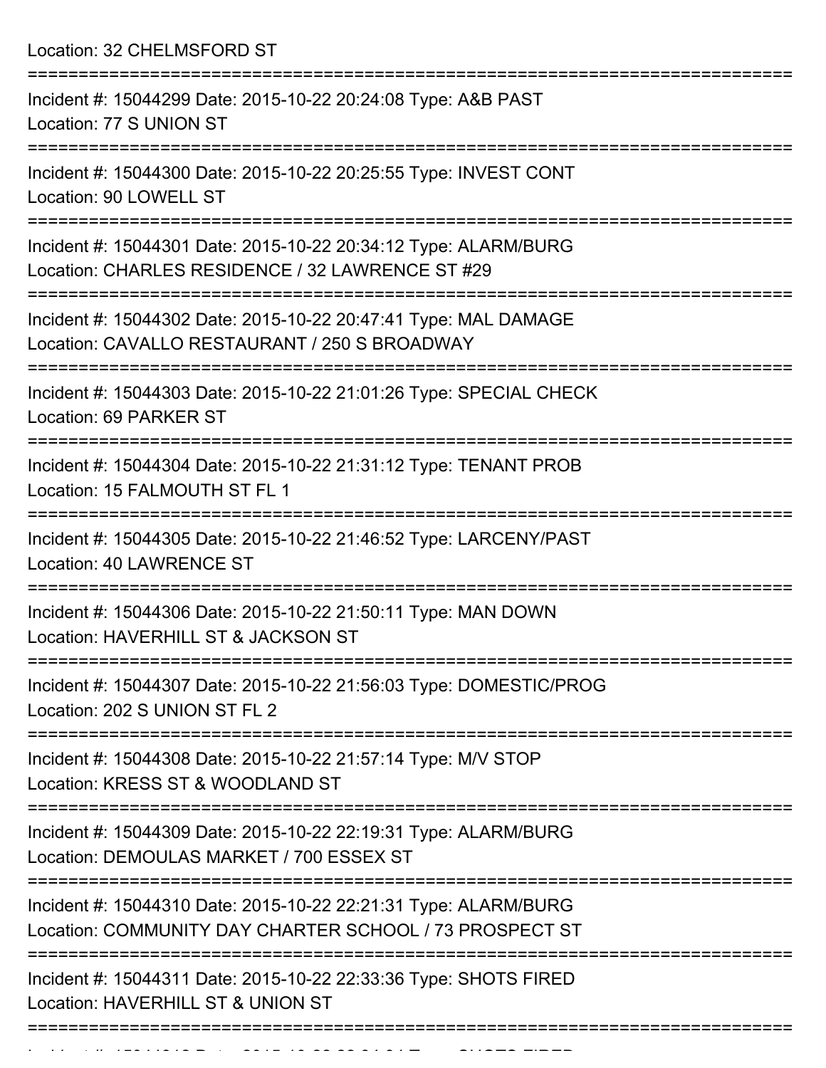Location: 32 CHELMSFORD ST

===========================================================================

Incident #: 15044299 Date: 2015-10-22 20:24:08 Type: A&B PAST
Location: 77 S UNION ST

===========================================================================

Incident #: 15044300 Date: 2015-10-22 20:25:55 Type: INVEST CONT
Location: 90 LOWELL ST

===========================================================================

Incident #: 15044301 Date: 2015-10-22 20:34:12 Type: ALARM/BURG
Location: CHARLES RESIDENCE / 32 LAWRENCE ST #29

===========================================================================

Incident #: 15044302 Date: 2015-10-22 20:47:41 Type: MAL DAMAGE
Location: CAVALLO RESTAURANT / 250 S BROADWAY

===========================================================================

Incident #: 15044303 Date: 2015-10-22 21:01:26 Type: SPECIAL CHECK
Location: 69 PARKER ST

===========================================================================

Incident #: 15044304 Date: 2015-10-22 21:31:12 Type: TENANT PROB
Location: 15 FALMOUTH ST FL 1

===========================================================================

Incident #: 15044305 Date: 2015-10-22 21:46:52 Type: LARCENY/PAST
Location: 40 LAWRENCE ST

===========================================================================

Incident #: 15044306 Date: 2015-10-22 21:50:11 Type: MAN DOWN
Location: HAVERHILL ST & JACKSON ST

===========================================================================

Incident #: 15044307 Date: 2015-10-22 21:56:03 Type: DOMESTIC/PROG
Location: 202 S UNION ST FL 2

===========================================================================

Incident #: 15044308 Date: 2015-10-22 21:57:14 Type: M/V STOP
Location: KRESS ST & WOODLAND ST

===========================================================================

Incident #: 15044309 Date: 2015-10-22 22:19:31 Type: ALARM/BURG
Location: DEMOULAS MARKET / 700 ESSEX ST

===========================================================================

Incident #: 15044310 Date: 2015-10-22 22:21:31 Type: ALARM/BURG
Location: COMMUNITY DAY CHARTER SCHOOL / 73 PROSPECT ST

===========================================================================

Incident #: 15044311 Date: 2015-10-22 22:33:36 Type: SHOTS FIRED
Location: HAVERHILL ST & UNION ST

===========================================================================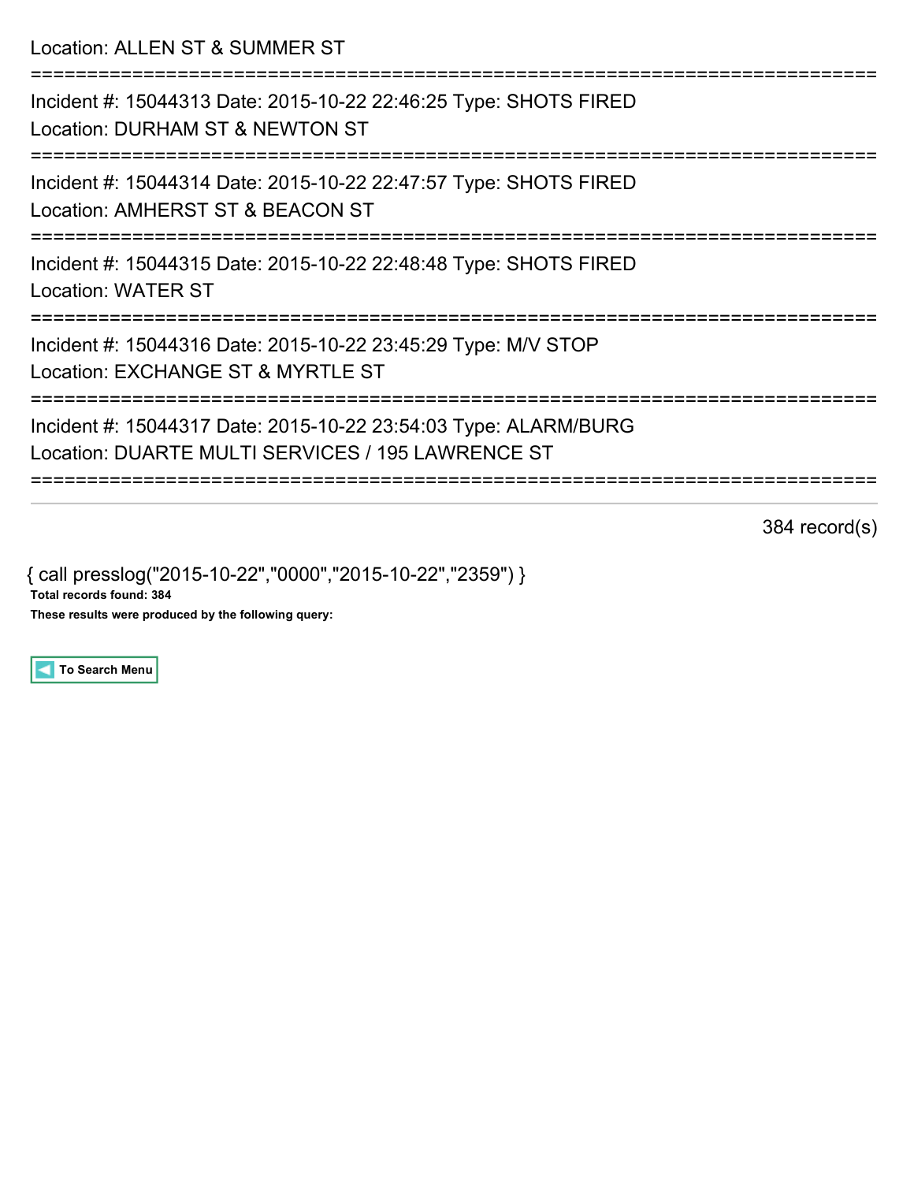Location: ALLEN ST & SUMMER ST

===========================================================================

Incident #: 15044313 Date: 2015-10-22 22:46:25 Type: SHOTS FIRED
Location: DURHAM ST & NEWTON ST

===========================================================================

Incident #: 15044314 Date: 2015-10-22 22:47:57 Type: SHOTS FIRED
Location: AMHERST ST & BEACON ST

===========================================================================

Incident #: 15044315 Date: 2015-10-22 22:48:48 Type: SHOTS FIRED
Location: WATER ST

===========================================================================

Incident #: 15044316 Date: 2015-10-22 23:45:29 Type: M/V STOP
Location: EXCHANGE ST & MYRTLE ST

===========================================================================

Incident #: 15044317 Date: 2015-10-22 23:54:03 Type: ALARM/BURG
Location: DUARTE MULTI SERVICES / 195 LAWRENCE ST

===========================================================================

384 record(s)

{ call presslog("2015-10-22","0000","2015-10-22","2359") }

**Total records found: 384**

**These results were produced by the following query:**

To Search Menu